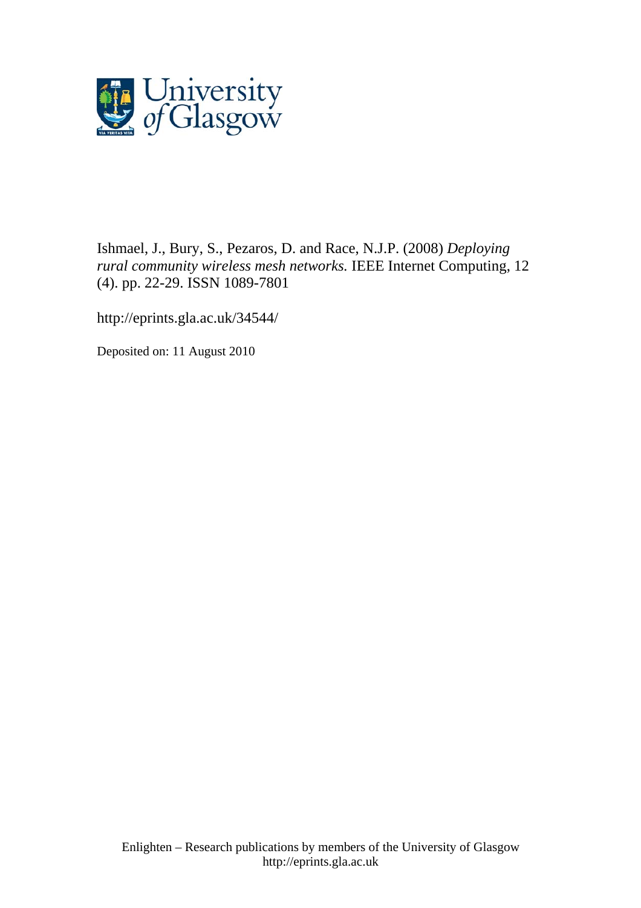Ishmael, J., Bury, S., Pezaros, D. and Race, N.J.P. (2008) *Deploying rural community wireless mesh networks.* IEEE Internet Computing, 12 (4). pp. 22-29. ISSN 1089-7801

http://eprints.gla.ac.uk/34544/

Deposited on: 11 August 2010

Enlighten – Research publications by members of the University of Glasgow
http://eprints.gla.ac.uk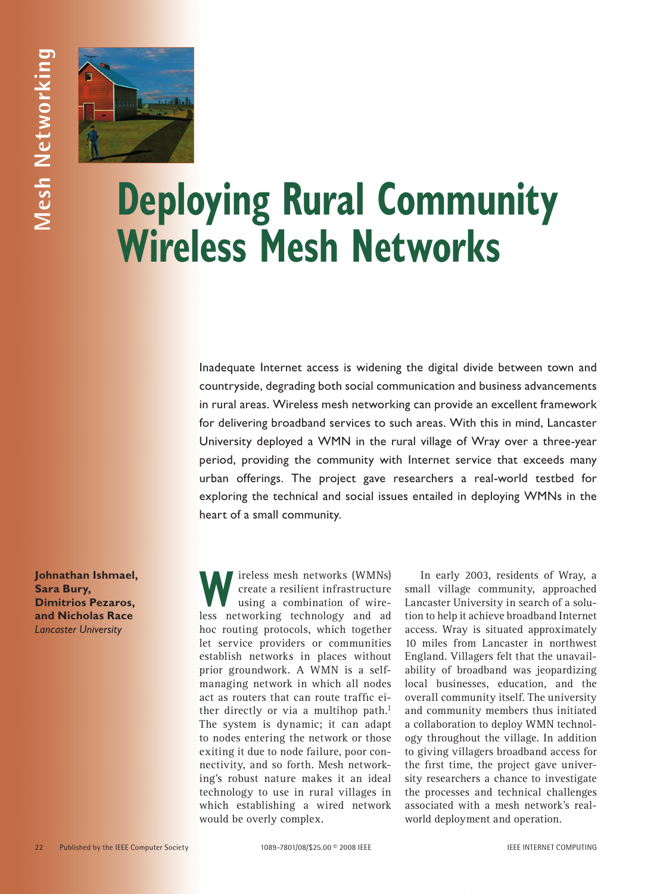# Deploying Rural Community Wireless Mesh Networks

Inadequate Internet access is widening the digital divide between town and countryside, degrading both social communication and business advancements in rural areas. Wireless mesh networking can provide an excellent framework for delivering broadband services to such areas. With this in mind, Lancaster University deployed a WMN in the rural village of Wray over a three-year period, providing the community with Internet service that exceeds many urban offerings. The project gave researchers a real-world testbed for exploring the technical and social issues entailed in deploying WMNs in the heart of a small community.

**Johnathan Ishmael, Sara Bury, Dimitrios Pezaros, and Nicholas Race**
*Lancaster University*

Wireless mesh networks (WMNs) create a resilient infrastructure using a combination of wireless networking technology and ad hoc routing protocols, which together let service providers or communities establish networks in places without prior groundwork. A WMN is a self-managing network in which all nodes act as routers that can route traffic either directly or via a multihop path.[1] The system is dynamic; it can adapt to nodes entering the network or those exiting it due to node failure, poor connectivity, and so forth. Mesh networking's robust nature makes it an ideal technology to use in rural villages in which establishing a wired network would be overly complex.

In early 2003, residents of Wray, a small village community, approached Lancaster University in search of a solution to help it achieve broadband Internet access. Wray is situated approximately 10 miles from Lancaster in northwest England. Villagers felt that the unavailability of broadband was jeopardizing local businesses, education, and the overall community itself. The university and community members thus initiated a collaboration to deploy WMN technology throughout the village. In addition to giving villagers broadband access for the first time, the project gave university researchers a chance to investigate the processes and technical challenges associated with a mesh network's real-world deployment and operation.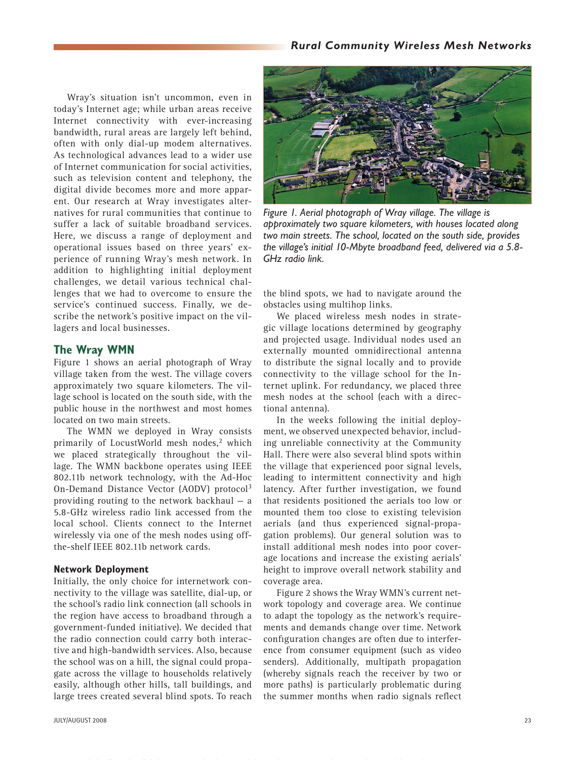Wray's situation isn't uncommon, even in today's Internet age; while urban areas receive Internet connectivity with ever-increasing bandwidth, rural areas are largely left behind, often with only dial-up modem alternatives. As technological advances lead to a wider use of Internet communication for social activities, such as television content and telephony, the digital divide becomes more and more apparent. Our research at Wray investigates alternatives for rural communities that continue to suffer a lack of suitable broadband services. Here, we discuss a range of deployment and operational issues based on three years' experience of running Wray's mesh network. In addition to highlighting initial deployment challenges, we detail various technical challenges that we had to overcome to ensure the service's continued success. Finally, we describe the network's positive impact on the villagers and local businesses.

*Figure 1. Aerial photograph of Wray village. The village is approximately two square kilometers, with houses located along two main streets. The school, located on the south side, provides the village's initial 10-Mbyte broadband feed, delivered via a 5.8-GHz radio link.*

## The Wray WMN

Figure 1 shows an aerial photograph of Wray village taken from the west. The village covers approximately two square kilometers. The village school is located on the south side, with the public house in the northwest and most homes located on two main streets.

The WMN we deployed in Wray consists primarily of LocustWorld mesh nodes,[2] which we placed strategically throughout the village. The WMN backbone operates using IEEE 802.11b network technology, with the Ad-Hoc On-Demand Distance Vector (AODV) protocol[3] providing routing to the network backhaul — a 5.8-GHz wireless radio link accessed from the local school. Clients connect to the Internet wirelessly via one of the mesh nodes using off-the-shelf IEEE 802.11b network cards.

### Network Deployment

Initially, the only choice for internetwork connectivity to the village was satellite, dial-up, or the school's radio link connection (all schools in the region have access to broadband through a government-funded initiative). We decided that the radio connection could carry both interactive and high-bandwidth services. Also, because the school was on a hill, the signal could propagate across the village to households relatively easily, although other hills, tall buildings, and large trees created several blind spots. To reach the blind spots, we had to navigate around the obstacles using multihop links.

We placed wireless mesh nodes in strategic village locations determined by geography and projected usage. Individual nodes used an externally mounted omnidirectional antenna to distribute the signal locally and to provide connectivity to the village school for the Internet uplink. For redundancy, we placed three mesh nodes at the school (each with a directional antenna).

In the weeks following the initial deployment, we observed unexpected behavior, including unreliable connectivity at the Community Hall. There were also several blind spots within the village that experienced poor signal levels, leading to intermittent connectivity and high latency. After further investigation, we found that residents positioned the aerials too low or mounted them too close to existing television aerials (and thus experienced signal-propagation problems). Our general solution was to install additional mesh nodes into poor coverage locations and increase the existing aerials' height to improve overall network stability and coverage area.

Figure 2 shows the Wray WMN's current network topology and coverage area. We continue to adapt the topology as the network's requirements and demands change over time. Network configuration changes are often due to interference from consumer equipment (such as video senders). Additionally, multipath propagation (whereby signals reach the receiver by two or more paths) is particularly problematic during the summer months when radio signals reflect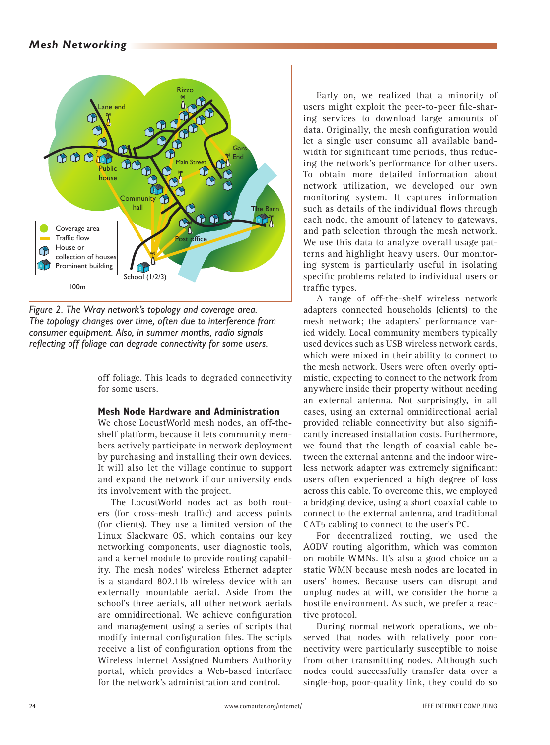Figure 2. The Wray network's topology and coverage area. The topology changes over time, often due to interference from consumer equipment. Also, in summer months, radio signals reflecting off foliage can degrade connectivity for some users.

off foliage. This leads to degraded connectivity for some users.

### Mesh Node Hardware and Administration

We chose LocustWorld mesh nodes, an off-the-shelf platform, because it lets community members actively participate in network deployment by purchasing and installing their own devices. It will also let the village continue to support and expand the network if our university ends its involvement with the project.

The LocustWorld nodes act as both routers (for cross-mesh traffic) and access points (for clients). They use a limited version of the Linux Slackware OS, which contains our key networking components, user diagnostic tools, and a kernel module to provide routing capability. The mesh nodes' wireless Ethernet adapter is a standard 802.11b wireless device with an externally mountable aerial. Aside from the school's three aerials, all other network aerials are omnidirectional. We achieve configuration and management using a series of scripts that modify internal configuration files. The scripts receive a list of configuration options from the Wireless Internet Assigned Numbers Authority portal, which provides a Web-based interface for the network's administration and control.

Early on, we realized that a minority of users might exploit the peer-to-peer file-sharing services to download large amounts of data. Originally, the mesh configuration would let a single user consume all available bandwidth for significant time periods, thus reducing the network's performance for other users. To obtain more detailed information about network utilization, we developed our own monitoring system. It captures information such as details of the individual flows through each node, the amount of latency to gateways, and path selection through the mesh network. We use this data to analyze overall usage patterns and highlight heavy users. Our monitoring system is particularly useful in isolating specific problems related to individual users or traffic types.

A range of off-the-shelf wireless network adapters connected households (clients) to the mesh network; the adapters' performance varied widely. Local community members typically used devices such as USB wireless network cards, which were mixed in their ability to connect to the mesh network. Users were often overly optimistic, expecting to connect to the network from anywhere inside their property without needing an external antenna. Not surprisingly, in all cases, using an external omnidirectional aerial provided reliable connectivity but also significantly increased installation costs. Furthermore, we found that the length of coaxial cable between the external antenna and the indoor wireless network adapter was extremely significant: users often experienced a high degree of loss across this cable. To overcome this, we employed a bridging device, using a short coaxial cable to connect to the external antenna, and traditional CAT5 cabling to connect to the user's PC.

For decentralized routing, we used the AODV routing algorithm, which was common on mobile WMNs. It's also a good choice on a static WMN because mesh nodes are located in users' homes. Because users can disrupt and unplug nodes at will, we consider the home a hostile environment. As such, we prefer a reactive protocol.

During normal network operations, we observed that nodes with relatively poor connectivity were particularly susceptible to noise from other transmitting nodes. Although such nodes could successfully transfer data over a single-hop, poor-quality link, they could do so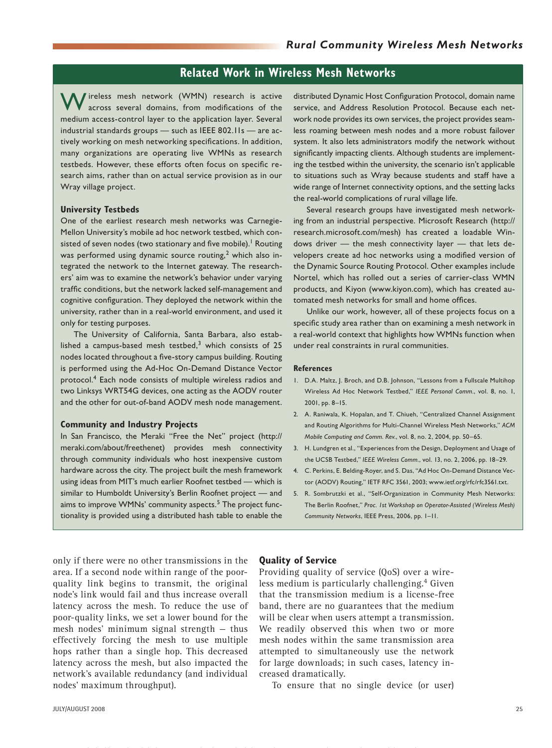## Related Work in Wireless Mesh Networks

Wireless mesh network (WMN) research is active across several domains, from modifications of the medium access-control layer to the application layer. Several industrial standards groups — such as IEEE 802.11s — are actively working on mesh networking specifications. In addition, many organizations are operating live WMNs as research testbeds. However, these efforts often focus on specific research aims, rather than on actual service provision as in our Wray village project.

### University Testbeds

One of the earliest research mesh networks was Carnegie-Mellon University's mobile ad hoc network testbed, which consisted of seven nodes (two stationary and five mobile).[1] Routing was performed using dynamic source routing,[2] which also integrated the network to the Internet gateway. The researchers' aim was to examine the network's behavior under varying traffic conditions, but the network lacked self-management and cognitive configuration. They deployed the network within the university, rather than in a real-world environment, and used it only for testing purposes.

The University of California, Santa Barbara, also established a campus-based mesh testbed,[3] which consists of 25 nodes located throughout a five-story campus building. Routing is performed using the Ad-Hoc On-Demand Distance Vector protocol.[4] Each node consists of multiple wireless radios and two Linksys WRT54G devices, one acting as the AODV router and the other for out-of-band AODV mesh node management.

### Community and Industry Projects

In San Francisco, the Meraki "Free the Net" project (http://meraki.com/about/freethenet) provides mesh connectivity through community individuals who host inexpensive custom hardware across the city. The project built the mesh framework using ideas from MIT's much earlier Roofnet testbed — which is similar to Humboldt University's Berlin Roofnet project — and aims to improve WMNs' community aspects.[5] The project functionality is provided using a distributed hash table to enable the distributed Dynamic Host Configuration Protocol, domain name service, and Address Resolution Protocol. Because each network node provides its own services, the project provides seamless roaming between mesh nodes and a more robust failover system. It also lets administrators modify the network without significantly impacting clients. Although students are implementing the testbed within the university, the scenario isn't applicable to situations such as Wray because students and staff have a wide range of Internet connectivity options, and the setting lacks the real-world complications of rural village life.

Several research groups have investigated mesh networking from an industrial perspective. Microsoft Research (http://research.microsoft.com/mesh) has created a loadable Windows driver — the mesh connectivity layer — that lets developers create ad hoc networks using a modified version of the Dynamic Source Routing Protocol. Other examples include Nortel, which has rolled out a series of carrier-class WMN products, and Kiyon (www.kiyon.com), which has created automated mesh networks for small and home offices.

Unlike our work, however, all of these projects focus on a specific study area rather than on examining a mesh network in a real-world context that highlights how WMNs function when under real constraints in rural communities.

### References

1. D.A. Maltz, J. Broch, and D.B. Johnson, "Lessons from a Fullscale Multihop Wireless Ad Hoc Network Testbed," *IEEE Personal Comm.*, vol. 8, no. 1, 2001, pp. 8–15.
2. A. Raniwala, K. Hopalan, and T. Chiueh, "Centralized Channel Assignment and Routing Algorithms for Multi-Channel Wireless Mesh Networks," *ACM Mobile Computing and Comm. Rev.*, vol. 8, no. 2, 2004, pp. 50–65.
3. H. Lundgren et al., "Experiences from the Design, Deployment and Usage of the UCSB Testbed," *IEEE Wireless Comm.*, vol. 13, no. 2, 2006, pp. 18–29.
4. C. Perkins, E. Belding-Royer, and S. Das, "Ad Hoc On-Demand Distance Vector (AODV) Routing," IETF RFC 3561, 2003; www.ietf.org/rfc/rfc3561.txt.
5. R. Sombrutzki et al., "Self-Organization in Community Mesh Networks: The Berlin Roofnet," *Proc. 1st Workshop on Operator-Assisted (Wireless Mesh) Community Networks*, IEEE Press, 2006, pp. 1–11.

only if there were no other transmissions in the area. If a second node within range of the poor-quality link begins to transmit, the original node's link would fail and thus increase overall latency across the mesh. To reduce the use of poor-quality links, we set a lower bound for the mesh nodes' minimum signal strength — thus effectively forcing the mesh to use multiple hops rather than a single hop. This decreased latency across the mesh, but also impacted the network's available redundancy (and individual nodes' maximum throughput).

### Quality of Service

Providing quality of service (QoS) over a wireless medium is particularly challenging.[4] Given that the transmission medium is a license-free band, there are no guarantees that the medium will be clear when users attempt a transmission. We readily observed this when two or more mesh nodes within the same transmission area attempted to simultaneously use the network for large downloads; in such cases, latency increased dramatically.

To ensure that no single device (or user)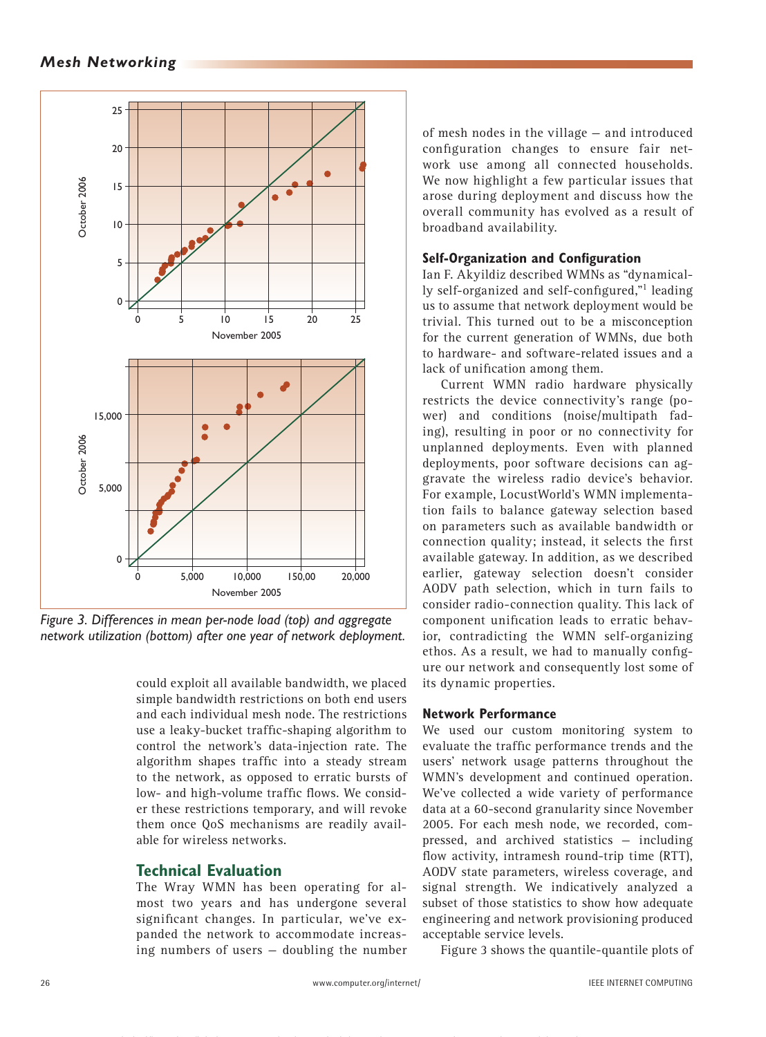Figure 3. Differences in mean per-node load (top) and aggregate network utilization (bottom) after one year of network deployment.

could exploit all available bandwidth, we placed simple bandwidth restrictions on both end users and each individual mesh node. The restrictions use a leaky-bucket traffic-shaping algorithm to control the network's data-injection rate. The algorithm shapes traffic into a steady stream to the network, as opposed to erratic bursts of low- and high-volume traffic flows. We consider these restrictions temporary, and will revoke them once QoS mechanisms are readily available for wireless networks.

## Technical Evaluation

The Wray WMN has been operating for almost two years and has undergone several significant changes. In particular, we've expanded the network to accommodate increasing numbers of users — doubling the number of mesh nodes in the village — and introduced configuration changes to ensure fair network use among all connected households. We now highlight a few particular issues that arose during deployment and discuss how the overall community has evolved as a result of broadband availability.

### Self-Organization and Configuration

Ian F. Akyildiz described WMNs as "dynamically self-organized and self-configured,"[1] leading us to assume that network deployment would be trivial. This turned out to be a misconception for the current generation of WMNs, due both to hardware- and software-related issues and a lack of unification among them.

Current WMN radio hardware physically restricts the device connectivity's range (power) and conditions (noise/multipath fading), resulting in poor or no connectivity for unplanned deployments. Even with planned deployments, poor software decisions can aggravate the wireless radio device's behavior. For example, LocustWorld's WMN implementation fails to balance gateway selection based on parameters such as available bandwidth or connection quality; instead, it selects the first available gateway. In addition, as we described earlier, gateway selection doesn't consider AODV path selection, which in turn fails to consider radio-connection quality. This lack of component unification leads to erratic behavior, contradicting the WMN self-organizing ethos. As a result, we had to manually configure our network and consequently lost some of its dynamic properties.

### Network Performance

We used our custom monitoring system to evaluate the traffic performance trends and the users' network usage patterns throughout the WMN's development and continued operation. We've collected a wide variety of performance data at a 60-second granularity since November 2005. For each mesh node, we recorded, compressed, and archived statistics — including flow activity, intramesh round-trip time (RTT), AODV state parameters, wireless coverage, and signal strength. We indicatively analyzed a subset of those statistics to show how adequate engineering and network provisioning produced acceptable service levels.

Figure 3 shows the quantile-quantile plots of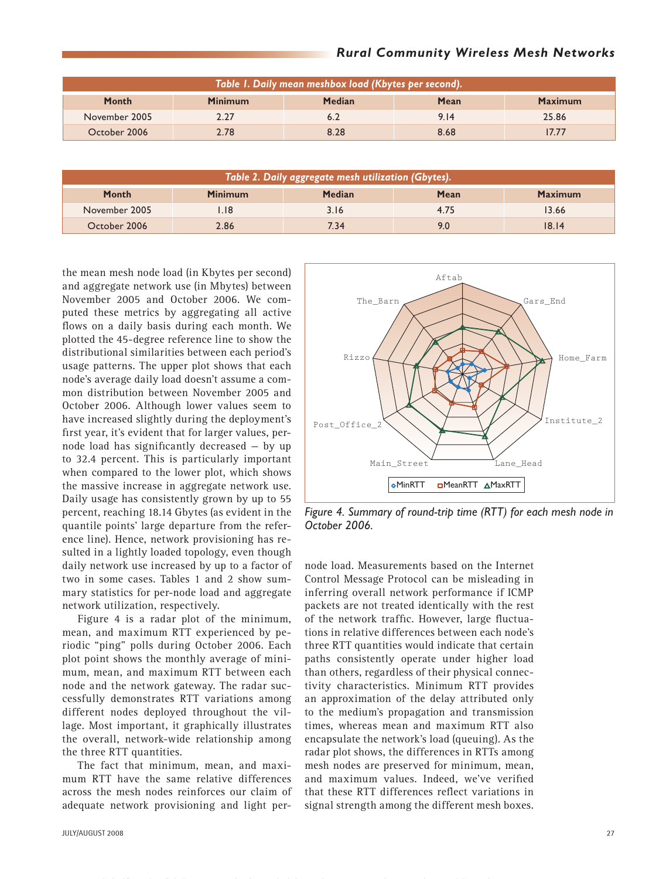**Table 1. Daily mean meshbox load (Kbytes per second).**

| Month | Minimum | Median | Mean | Maximum |
|---|---|---|---|---|
| November 2005 | 2.27 | 6.2 | 9.14 | 25.86 |
| October 2006 | 2.78 | 8.28 | 8.68 | 17.77 |

**Table 2. Daily aggregate mesh utilization (Gbytes).**

| Month | Minimum | Median | Mean | Maximum |
|---|---|---|---|---|
| November 2005 | 1.18 | 3.16 | 4.75 | 13.66 |
| October 2006 | 2.86 | 7.34 | 9.0 | 18.14 |

the mean mesh node load (in Kbytes per second) and aggregate network use (in Mbytes) between November 2005 and October 2006. We computed these metrics by aggregating all active flows on a daily basis during each month. We plotted the 45-degree reference line to show the distributional similarities between each period's usage patterns. The upper plot shows that each node's average daily load doesn't assume a common distribution between November 2005 and October 2006. Although lower values seem to have increased slightly during the deployment's first year, it's evident that for larger values, per-node load has significantly decreased — by up to 32.4 percent. This is particularly important when compared to the lower plot, which shows the massive increase in aggregate network use. Daily usage has consistently grown by up to 55 percent, reaching 18.14 Gbytes (as evident in the quantile points' large departure from the reference line). Hence, network provisioning has resulted in a lightly loaded topology, even though daily network use increased by up to a factor of two in some cases. Tables 1 and 2 show summary statistics for per-node load and aggregate network utilization, respectively.

Figure 4 is a radar plot of the minimum, mean, and maximum RTT experienced by periodic "ping" polls during October 2006. Each plot point shows the monthly average of minimum, mean, and maximum RTT between each node and the network gateway. The radar successfully demonstrates RTT variations among different nodes deployed throughout the village. Most important, it graphically illustrates the overall, network-wide relationship among the three RTT quantities.

The fact that minimum, mean, and maximum RTT have the same relative differences across the mesh nodes reinforces our claim of adequate network provisioning and light per-node load. Measurements based on the Internet Control Message Protocol can be misleading in inferring overall network performance if ICMP packets are not treated identically with the rest of the network traffic. However, large fluctuations in relative differences between each node's three RTT quantities would indicate that certain paths consistently operate under higher load than others, regardless of their physical connectivity characteristics. Minimum RTT provides an approximation of the delay attributed only to the medium's propagation and transmission times, whereas mean and maximum RTT also encapsulate the network's load (queuing). As the radar plot shows, the differences in RTTs among mesh nodes are preserved for minimum, mean, and maximum values. Indeed, we've verified that these RTT differences reflect variations in signal strength among the different mesh boxes.

*Figure 4. Summary of round-trip time (RTT) for each mesh node in October 2006.*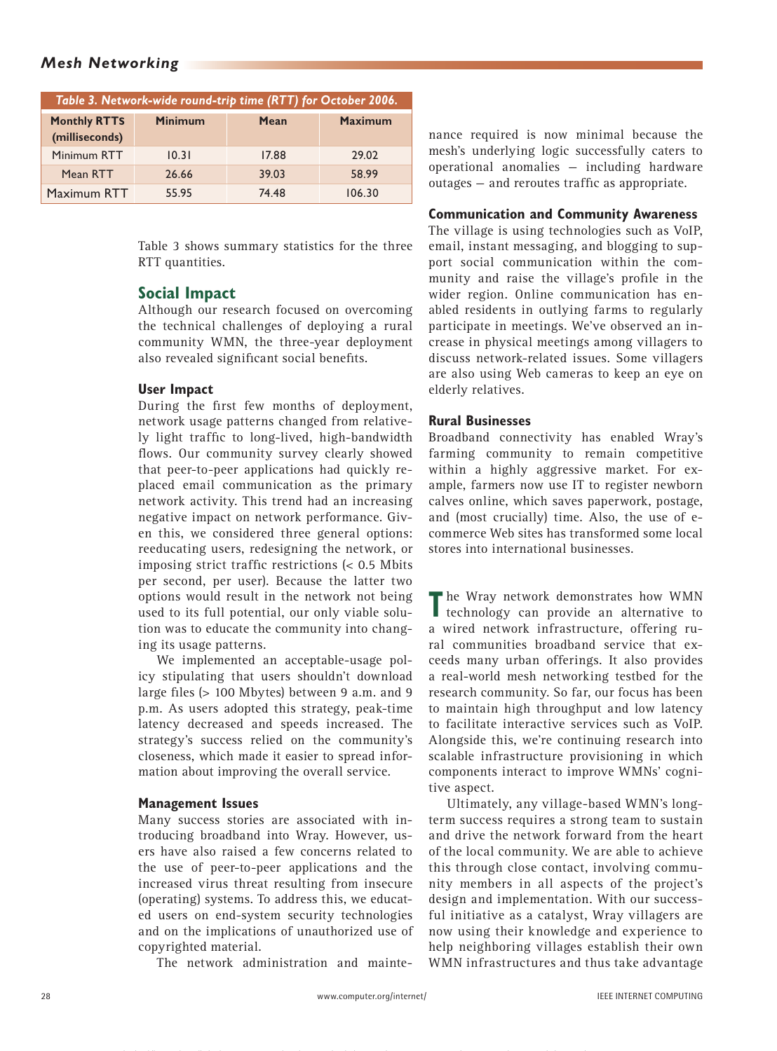Table 3. Network-wide round-trip time (RTT) for October 2006.

| Monthly RTTS (milliseconds) | Minimum | Mean | Maximum |
|---|---|---|---|
| Minimum RTT | 10.31 | 17.88 | 29.02 |
| Mean RTT | 26.66 | 39.03 | 58.99 |
| Maximum RTT | 55.95 | 74.48 | 106.30 |

Table 3 shows summary statistics for the three RTT quantities.

## Social Impact

Although our research focused on overcoming the technical challenges of deploying a rural community WMN, the three-year deployment also revealed significant social benefits.

### User Impact

During the first few months of deployment, network usage patterns changed from relatively light traffic to long-lived, high-bandwidth flows. Our community survey clearly showed that peer-to-peer applications had quickly replaced email communication as the primary network activity. This trend had an increasing negative impact on network performance. Given this, we considered three general options: reeducating users, redesigning the network, or imposing strict traffic restrictions (< 0.5 Mbits per second, per user). Because the latter two options would result in the network not being used to its full potential, our only viable solution was to educate the community into changing its usage patterns.

We implemented an acceptable-usage policy stipulating that users shouldn't download large files (> 100 Mbytes) between 9 a.m. and 9 p.m. As users adopted this strategy, peak-time latency decreased and speeds increased. The strategy's success relied on the community's closeness, which made it easier to spread information about improving the overall service.

### Management Issues

Many success stories are associated with introducing broadband into Wray. However, users have also raised a few concerns related to the use of peer-to-peer applications and the increased virus threat resulting from insecure (operating) systems. To address this, we educated users on end-system security technologies and on the implications of unauthorized use of copyrighted material.

The network administration and maintenance required is now minimal because the mesh's underlying logic successfully caters to operational anomalies — including hardware outages — and reroutes traffic as appropriate.

### Communication and Community Awareness

The village is using technologies such as VoIP, email, instant messaging, and blogging to support social communication within the community and raise the village's profile in the wider region. Online communication has enabled residents in outlying farms to regularly participate in meetings. We've observed an increase in physical meetings among villagers to discuss network-related issues. Some villagers are also using Web cameras to keep an eye on elderly relatives.

### Rural Businesses

Broadband connectivity has enabled Wray's farming community to remain competitive within a highly aggressive market. For example, farmers now use IT to register newborn calves online, which saves paperwork, postage, and (most crucially) time. Also, the use of e-commerce Web sites has transformed some local stores into international businesses.

The Wray network demonstrates how WMN technology can provide an alternative to a wired network infrastructure, offering rural communities broadband service that exceeds many urban offerings. It also provides a real-world mesh networking testbed for the research community. So far, our focus has been to maintain high throughput and low latency to facilitate interactive services such as VoIP. Alongside this, we're continuing research into scalable infrastructure provisioning in which components interact to improve WMNs' cognitive aspect.

Ultimately, any village-based WMN's long-term success requires a strong team to sustain and drive the network forward from the heart of the local community. We are able to achieve this through close contact, involving community members in all aspects of the project's design and implementation. With our successful initiative as a catalyst, Wray villagers are now using their knowledge and experience to help neighboring villages establish their own WMN infrastructures and thus take advantage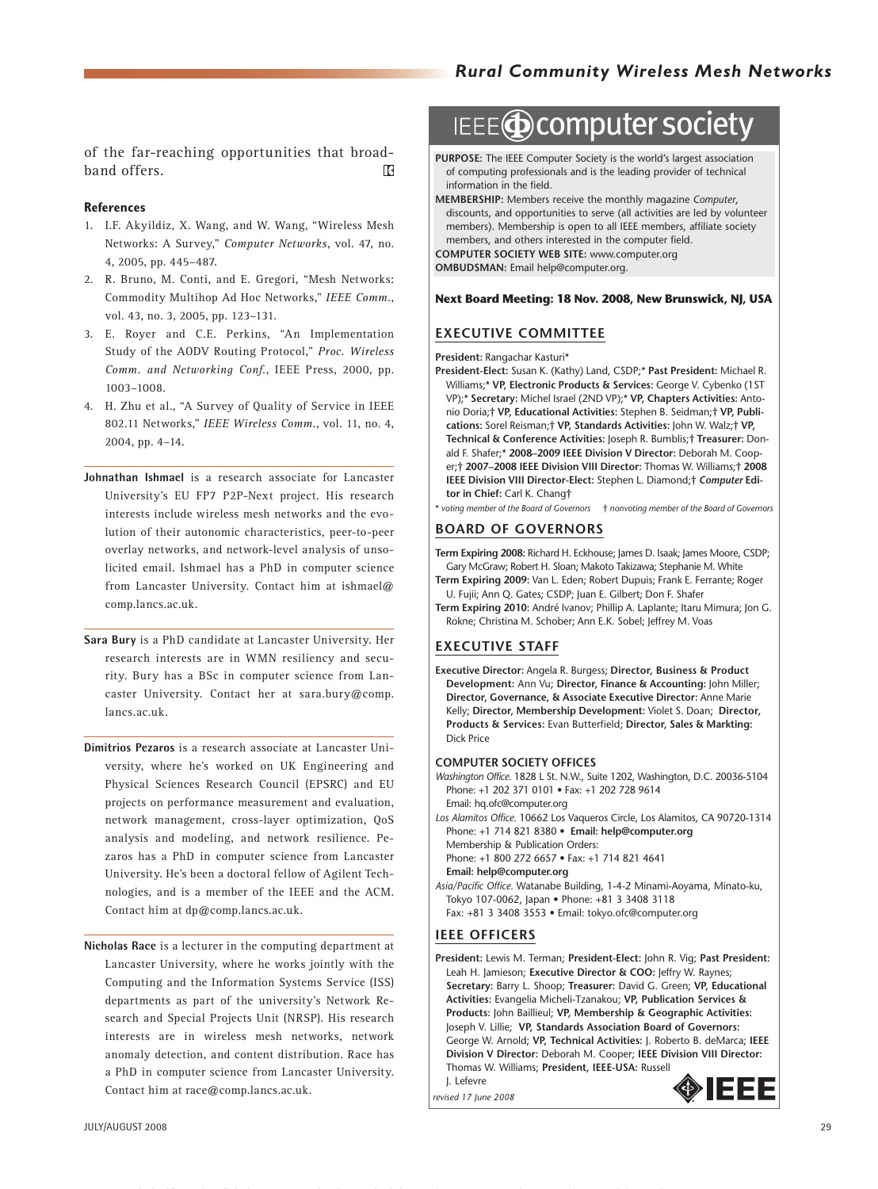of the far-reaching opportunities that broadband offers.

### References

1. I.F. Akyildiz, X. Wang, and W. Wang, "Wireless Mesh Networks: A Survey," *Computer Networks*, vol. 47, no. 4, 2005, pp. 445–487.
2. R. Bruno, M. Conti, and E. Gregori, "Mesh Networks: Commodity Multihop Ad Hoc Networks," *IEEE Comm.*, vol. 43, no. 3, 2005, pp. 123–131.
3. E. Royer and C.E. Perkins, "An Implementation Study of the AODV Routing Protocol," *Proc. Wireless Comm. and Networking Conf.*, IEEE Press, 2000, pp. 1003–1008.
4. H. Zhu et al., "A Survey of Quality of Service in IEEE 802.11 Networks," *IEEE Wireless Comm.*, vol. 11, no. 4, 2004, pp. 4–14.

**Johnathan Ishmael** is a research associate for Lancaster University's EU FP7 P2P-Next project. His research interests include wireless mesh networks and the evolution of their autonomic characteristics, peer-to-peer overlay networks, and network-level analysis of unsolicited email. Ishmael has a PhD in computer science from Lancaster University. Contact him at ishmael@comp.lancs.ac.uk.

**Sara Bury** is a PhD candidate at Lancaster University. Her research interests are in WMN resiliency and security. Bury has a BSc in computer science from Lancaster University. Contact her at sara.bury@comp.lancs.ac.uk.

**Dimitrios Pezaros** is a research associate at Lancaster University, where he's worked on UK Engineering and Physical Sciences Research Council (EPSRC) and EU projects on performance measurement and evaluation, network management, cross-layer optimization, QoS analysis and modeling, and network resilience. Pezaros has a PhD in computer science from Lancaster University. He's been a doctoral fellow of Agilent Technologies, and is a member of the IEEE and the ACM. Contact him at dp@comp.lancs.ac.uk.

**Nicholas Race** is a lecturer in the computing department at Lancaster University, where he works jointly with the Computing and the Information Systems Service (ISS) departments as part of the university's Network Research and Special Projects Unit (NRSP). His research interests are in wireless mesh networks, network anomaly detection, and content distribution. Race has a PhD in computer science from Lancaster University. Contact him at race@comp.lancs.ac.uk.

# IEEE computer society

**PURPOSE:** The IEEE Computer Society is the world's largest association of computing professionals and is the leading provider of technical information in the field.

**MEMBERSHIP:** Members receive the monthly magazine *Computer*, discounts, and opportunities to serve (all activities are led by volunteer members). Membership is open to all IEEE members, affiliate society members, and others interested in the computer field.

**COMPUTER SOCIETY WEB SITE:** www.computer.org

**OMBUDSMAN:** Email help@computer.org.

**Next Board Meeting: 18 Nov. 2008, New Brunswick, NJ, USA**

## EXECUTIVE COMMITTEE

**President:** Rangachar Kasturi*

**President-Elect:** Susan K. (Kathy) Land, CSDP;* **Past President:** Michael R. Williams;* **VP, Electronic Products & Services:** George V. Cybenko (1ST VP);* **Secretary:** Michel Israel (2ND VP);* **VP, Chapters Activities:** Antonio Doria;† **VP, Educational Activities:** Stephen B. Seidman;† **VP, Publications:** Sorel Reisman;† **VP, Standards Activities:** John W. Walz;† **VP, Technical & Conference Activities:** Joseph R. Bumblis;† **Treasurer:** Donald F. Shafer;* **2008–2009 IEEE Division V Director:** Deborah M. Cooper;† **2007–2008 IEEE Division VIII Director:** Thomas W. Williams;† **2008 IEEE Division VIII Director-Elect:** Stephen L. Diamond;† ***Computer* Editor in Chief:** Carl K. Chang†

*\* voting member of the Board of Governors † nonvoting member of the Board of Governors*

## BOARD OF GOVERNORS

**Term Expiring 2008:** Richard H. Eckhouse; James D. Isaak; James Moore, CSDP; Gary McGraw; Robert H. Sloan; Makoto Takizawa; Stephanie M. White

**Term Expiring 2009:** Van L. Eden; Robert Dupuis; Frank E. Ferrante; Roger U. Fujii; Ann Q. Gates; CSDP; Juan E. Gilbert; Don F. Shafer

**Term Expiring 2010:** André Ivanov; Phillip A. Laplante; Itaru Mimura; Jon G. Rokne; Christina M. Schober; Ann E.K. Sobel; Jeffrey M. Voas

## EXECUTIVE STAFF

**Executive Director:** Angela R. Burgess; **Director, Business & Product Development:** Ann Vu; **Director, Finance & Accounting:** John Miller; **Director, Governance, & Associate Executive Director:** Anne Marie Kelly; **Director, Membership Development:** Violet S. Doan; **Director, Products & Services:** Evan Butterfield; **Director, Sales & Markting:** Dick Price

### COMPUTER SOCIETY OFFICES

*Washington Office.* 1828 L St. N.W., Suite 1202, Washington, D.C. 20036-5104
Phone: +1 202 371 0101 • Fax: +1 202 728 9614
Email: hq.ofc@computer.org

*Los Alamitos Office.* 10662 Los Vaqueros Circle, Los Alamitos, CA 90720-1314
Phone: +1 714 821 8380 • **Email: help@computer.org**
Membership & Publication Orders:
Phone: +1 800 272 6657 • Fax: +1 714 821 4641
**Email: help@computer.org**

*Asia/Pacific Office.* Watanabe Building, 1-4-2 Minami-Aoyama, Minato-ku, Tokyo 107-0062, Japan • Phone: +81 3 3408 3118
Fax: +81 3 3408 3553 • Email: tokyo.ofc@computer.org

## IEEE OFFICERS

**President:** Lewis M. Terman; **President-Elect:** John R. Vig; **Past President:** Leah H. Jamieson; **Executive Director & COO:** Jeffry W. Raynes; **Secretary:** Barry L. Shoop; **Treasurer:** David G. Green; **VP, Educational Activities:** Evangelia Micheli-Tzanakou; **VP, Publication Services & Products:** John Baillieul; **VP, Membership & Geographic Activities:** Joseph V. Lillie; **VP, Standards Association Board of Governors:** George W. Arnold; **VP, Technical Activities:** J. Roberto B. deMarca; **IEEE Division V Director:** Deborah M. Cooper; **IEEE Division VIII Director:** Thomas W. Williams; **President, IEEE-USA:** Russell J. Lefevre

*revised 17 June 2008*